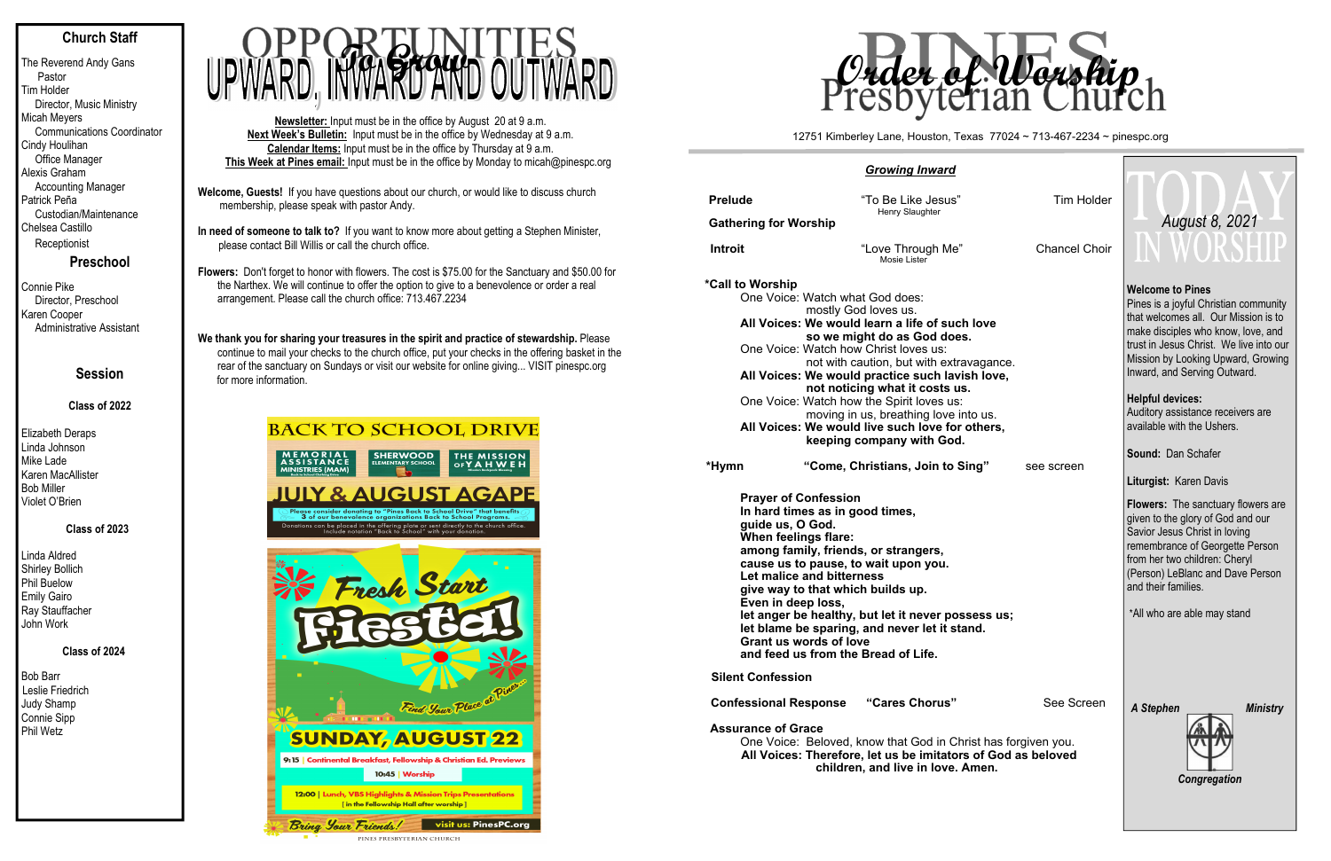## Church Staff

The Reverend Andy Gans
Pastor
Tim Holder
Director, Music Ministry
Micah Meyers
Communications Coordinator
Cindy Houlihan
Office Manager
Alexis Graham
Accounting Manager
Patrick Peña
Custodian/Maintenance
Chelsea Castillo
Receptionist

## Preschool

Connie Pike
Director, Preschool
Karen Cooper
Administrative Assistant

## Session

**Class of 2022**

Elizabeth Deraps
Linda Johnson
Mike Lade
Karen MacAllister
Bob Miller
Violet O'Brien

**Class of 2023**

Linda Aldred
Shirley Bollich
Phil Buelow
Emily Gairo
Ray Stauffacher
John Work

**Class of 2024**

Bob Barr
Leslie Friedrich
Judy Shamp
Connie Sipp
Phil Wetz

# Opportunities To Grow: Upward, Inward and Outward

**Newsletter:** Input must be in the office by August 20 at 9 a.m.
**Next Week's Bulletin:** Input must be in the office by Wednesday at 9 a.m.
**Calendar Items:** Input must be in the office by Thursday at 9 a.m.
**This Week at Pines email:** Input must be in the office by Monday to micah@pinespc.org

**Welcome, Guests!** If you have questions about our church, or would like to discuss church membership, please speak with pastor Andy.

**In need of someone to talk to?** If you want to know more about getting a Stephen Minister, please contact Bill Willis or call the church office.

**Flowers:** Don't forget to honor with flowers. The cost is $75.00 for the Sanctuary and $50.00 for the Narthex. We will continue to offer the option to give to a benevolence or order a real arrangement. Please call the church office: 713.467.2234

**We thank you for sharing your treasures in the spirit and practice of stewardship.** Please continue to mail your checks to the church office, put your checks in the offering basket in the rear of the sanctuary on Sundays or visit our website for online giving... VISIT pinespc.org for more information.

**BACK TO SCHOOL DRIVE**

MEMORIAL ASSISTANCE MINISTRIES (MAM) — SHERWOOD ELEMENTARY SCHOOL — THE MISSION OF YAHWEH

**JULY & AUGUST AGAPE**

Please consider donating to "Pines Back to School Drive" that benefits 3 of our benevolence organizations Back to School Programs.
Donations can be placed in the offering plate or sent directly to the church office. Include notation "Back to School" with your donation.

**Fresh Start Fiesta!**

Find Your Place at Pines...

**SUNDAY, AUGUST 22**

9:15 | Continental Breakfast, Fellowship & Christian Ed. Previews
10:45 | Worship
12:00 | Lunch, VBS Highlights & Mission Trips Presentations [in the Fellowship Hall after worship]

Bring Your Friends! visit us: PinesPC.org

PINES PRESBYTERIAN CHURCH

# Pines Presbyterian Church — Order of Worship

12751 Kimberley Lane, Houston, Texas 77024 ~ 713-467-2234 ~ pinespc.org

### *Growing Inward*

**Prelude** "To Be Like Jesus" (Henry Slaughter) — Tim Holder

**Gathering for Worship**

**Introit** "Love Through Me" (Mosie Lister) — Chancel Choir

**\*Call to Worship**

One Voice: Watch what God does:
mostly God loves us.
**All Voices: We would learn a life of such love so we might do as God does.**
One Voice: Watch how Christ loves us:
not with caution, but with extravagance.
**All Voices: We would practice such lavish love, not noticing what it costs us.**
One Voice: Watch how the Spirit loves us:
moving in us, breathing love into us.
**All Voices: We would live such love for others, keeping company with God.**

**\*Hymn** **"Come, Christians, Join to Sing"** see screen

**Prayer of Confession**
**In hard times as in good times,**
**guide us, O God.**
**When feelings flare:**
**among family, friends, or strangers,**
**cause us to pause, to wait upon you.**
**Let malice and bitterness**
**give way to that which builds up.**
**Even in deep loss,**
**let anger be healthy, but let it never possess us;**
**let blame be sparing, and never let it stand.**
**Grant us words of love**
**and feed us from the Bread of Life.**

**Silent Confession**

**Confessional Response** **"Cares Chorus"** See Screen

**Assurance of Grace**
One Voice: Beloved, know that God in Christ has forgiven you.
**All Voices: Therefore, let us be imitators of God as beloved children, and live in love. Amen.**

# Today in Worship

*August 8, 2021*

**Welcome to Pines**
Pines is a joyful Christian community that welcomes all. Our Mission is to make disciples who know, love, and trust in Jesus Christ. We live into our Mission by Looking Upward, Growing Inward, and Serving Outward.

**Helpful devices:**
Auditory assistance receivers are available with the Ushers.

**Sound:** Dan Schafer

**Liturgist:** Karen Davis

**Flowers:** The sanctuary flowers are given to the glory of God and our Savior Jesus Christ in loving remembrance of Georgette Person from her two children: Cheryl (Person) LeBlanc and Dave Person and their families.

\*All who are able may stand

*A Stephen Ministry Congregation*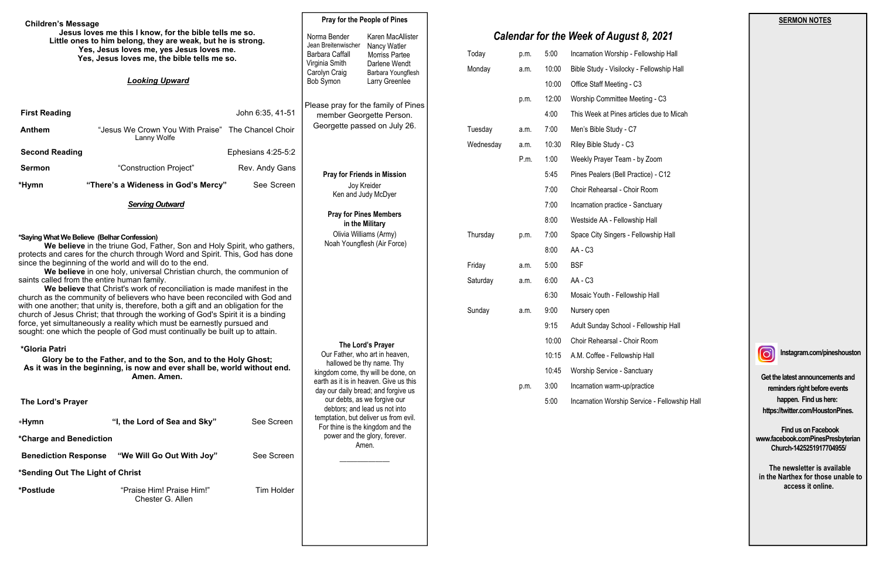**Children's Message**

**Jesus loves me this I know, for the bible tells me so.**
**Little ones to him belong, they are weak, but he is strong.**
**Yes, Jesus loves me, yes Jesus loves me.**
**Yes, Jesus loves me, the bible tells me so.**

***Looking Upward***

| | | |
|---|---|---|
| **First Reading** | | John 6:35, 41-51 |
| **Anthem** | "Jesus We Crown You With Praise" Lanny Wolfe | The Chancel Choir |
| **Second Reading** | | Ephesians 4:25-5:2 |
| **Sermon** | "Construction Project" | Rev. Andy Gans |
| ***Hymn** | **"There's a Wideness in God's Mercy"** | See Screen |

***Serving Outward***

***Saying What We Believe (Belhar Confession)**

**We believe** in the triune God, Father, Son and Holy Spirit, who gathers, protects and cares for the church through Word and Spirit. This, God has done since the beginning of the world and will do to the end.

**We believe** in one holy, universal Christian church, the communion of saints called from the entire human family.

**We believe** that Christ's work of reconciliation is made manifest in the church as the community of believers who have been reconciled with God and with one another; that unity is, therefore, both a gift and an obligation for the church of Jesus Christ; that through the working of God's Spirit it is a binding force, yet simultaneously a reality which must be earnestly pursued and sought: one which the people of God must continually be built up to attain.

***Gloria Patri**

**Glory be to the Father, and to the Son, and to the Holy Ghost;**
**As it was in the beginning, is now and ever shall be, world without end. Amen. Amen.**

**The Lord's Prayer**

| | | |
|---|---|---|
| ***Hymn** | **"I, the Lord of Sea and Sky"** | See Screen |
| ***Charge and Benediction** | | |
| **Benediction Response** | **"We Will Go Out With Joy"** | See Screen |
| ***Sending Out The Light of Christ** | | |
| ***Postlude** | "Praise Him! Praise Him!" Chester G. Allen | Tim Holder |

**Pray for the People of Pines**

| | |
|---|---|
| Norma Bender | Karen MacAllister |
| Jean Breitenwischer | Nancy Watler |
| Barbara Caffall | Morriss Partee |
| Virginia Smith | Darlene Wendt |
| Carolyn Craig | Barbara Youngflesh |
| Bob Symon | Larry Greenlee |

Please pray for the family of Pines member Georgette Person. Georgette passed on July 26.

**Pray for Friends in Mission**
Joy Kreider
Ken and Judy McDyer

**Pray for Pines Members in the Military**
Olivia Williams (Army)
Noah Youngflesh (Air Force)

**The Lord's Prayer**
Our Father, who art in heaven, hallowed be thy name. Thy kingdom come, thy will be done, on earth as it is in heaven. Give us this day our daily bread; and forgive us our debts, as we forgive our debtors; and lead us not into temptation, but deliver us from evil. For thine is the kingdom and the power and the glory, forever. Amen.

___________

## *Calendar for the Week of August 8, 2021*

| | | | |
|---|---|---|---|
| Today | p.m. | 5:00 | Incarnation Worship - Fellowship Hall |
| Monday | a.m. | 10:00 | Bible Study - Visilocky - Fellowship Hall |
| | | 10:00 | Office Staff Meeting - C3 |
| | p.m. | 12:00 | Worship Committee Meeting - C3 |
| | | 4:00 | This Week at Pines articles due to Micah |
| Tuesday | a.m. | 7:00 | Men's Bible Study - C7 |
| Wednesday | a.m. | 10:30 | Riley Bible Study - C3 |
| | P.m. | 1:00 | Weekly Prayer Team - by Zoom |
| | | 5:45 | Pines Pealers (Bell Practice) - C12 |
| | | 7:00 | Choir Rehearsal - Choir Room |
| | | 7:00 | Incarnation practice - Sanctuary |
| | | 8:00 | Westside AA - Fellowship Hall |
| Thursday | p.m. | 7:00 | Space City Singers - Fellowship Hall |
| | | 8:00 | AA - C3 |
| Friday | a.m. | 5:00 | BSF |
| Saturday | a.m. | 6:00 | AA - C3 |
| | | 6:30 | Mosaic Youth - Fellowship Hall |
| Sunday | a.m. | 9:00 | Nursery open |
| | | 9:15 | Adult Sunday School - Fellowship Hall |
| | | 10:00 | Choir Rehearsal - Choir Room |
| | | 10:15 | A.M. Coffee - Fellowship Hall |
| | | 10:45 | Worship Service - Sanctuary |
| | p.m. | 3:00 | Incarnation warm-up/practice |
| | | 5:00 | Incarnation Worship Service - Fellowship Hall |

**SERMON NOTES**

**Instagram.com/pineshouston**

**Get the latest announcements and reminders right before events happen. Find us here: https://twitter.com/HoustonPines.**

**Find us on Facebook www.facebook.comPinesPresbyterian Church-1425251917704955/**

**The newsletter is available in the Narthex for those unable to access it online.**